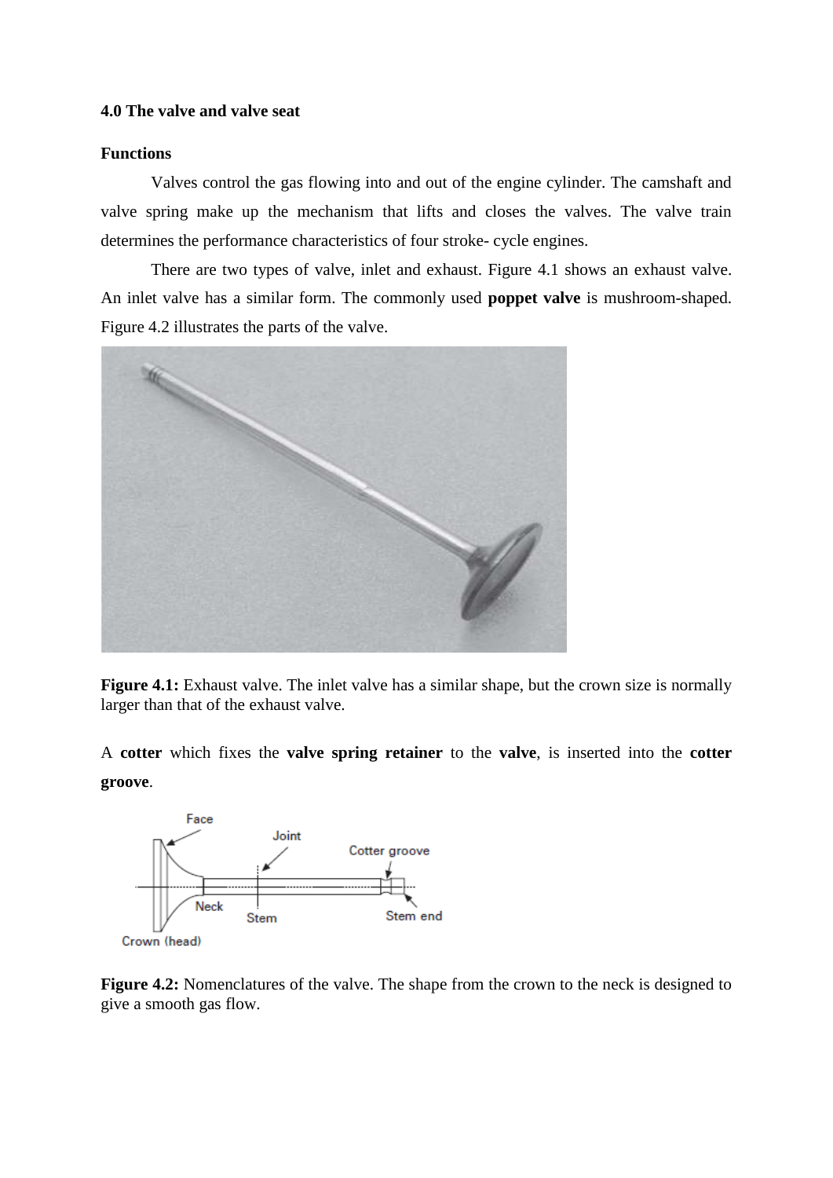## 4.0 The valve and valve seat

### Functions

Valves control the gas flowing into and out of the engine cylinder. The camshaft and valve spring make up the mechanism that lifts and closes the valves. The valve train determines the performance characteristics of four stroke- cycle engines.

There are two types of valve, inlet and exhaust. Figure 4.1 shows an exhaust valve. An inlet valve has a similar form. The commonly used **poppet valve** is mushroom-shaped. Figure 4.2 illustrates the parts of the valve.

**Figure 4.1:** Exhaust valve. The inlet valve has a similar shape, but the crown size is normally larger than that of the exhaust valve.

A **cotter** which fixes the **valve spring retainer** to the **valve**, is inserted into the **cotter groove**.

**Figure 4.2:** Nomenclatures of the valve. The shape from the crown to the neck is designed to give a smooth gas flow.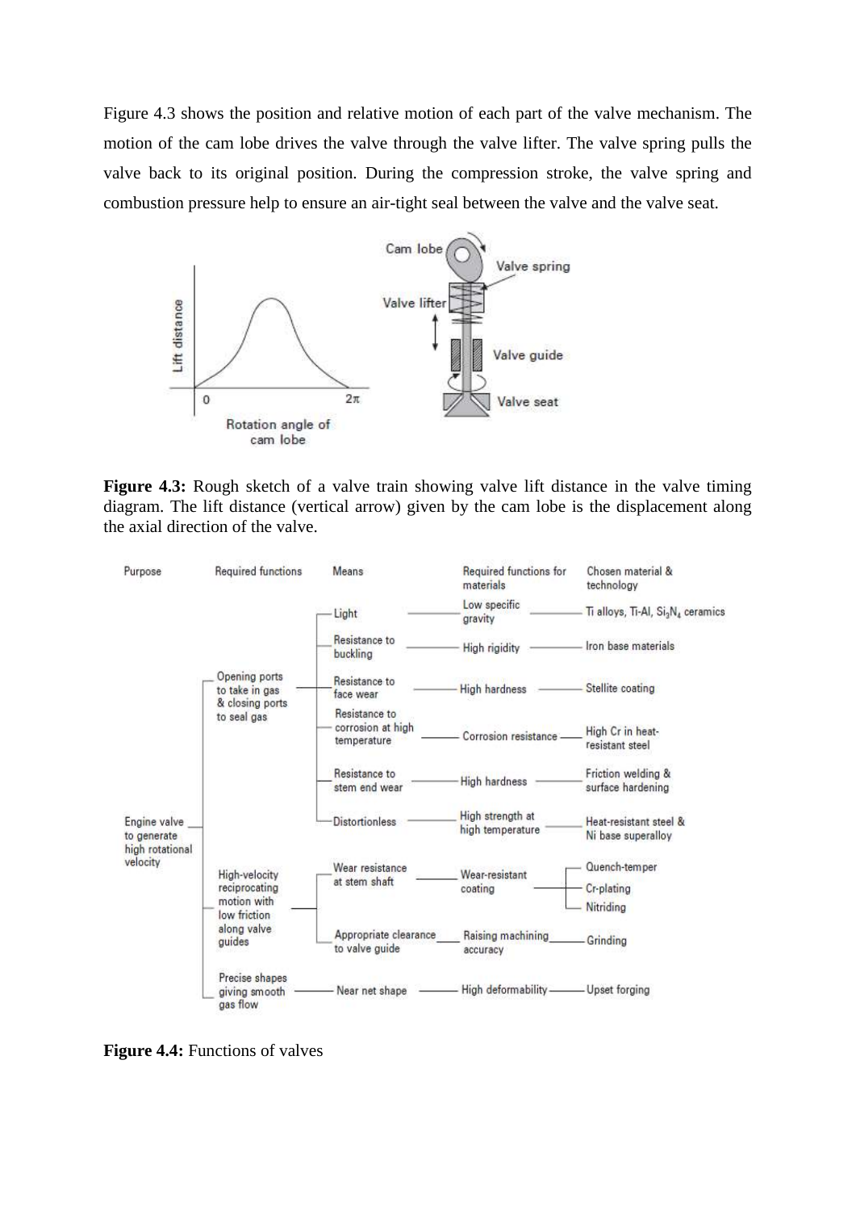Figure 4.3 shows the position and relative motion of each part of the valve mechanism. The motion of the cam lobe drives the valve through the valve lifter. The valve spring pulls the valve back to its original position. During the compression stroke, the valve spring and combustion pressure help to ensure an air-tight seal between the valve and the valve seat.

**Figure 4.3:** Rough sketch of a valve train showing valve lift distance in the valve timing diagram. The lift distance (vertical arrow) given by the cam lobe is the displacement along the axial direction of the valve.

| Purpose | Required functions | Means | Required functions for materials | Chosen material & technology |
|---|---|---|---|---|
| Engine valve to generate high rotational velocity | Opening ports to take in gas & closing ports to seal gas | Light | Low specific gravity | Ti alloys, Ti-Al, $Si_3N_4$ ceramics |
| | | Resistance to buckling | High rigidity | Iron base materials |
| | | Resistance to face wear | High hardness | Stellite coating |
| | | Resistance to corrosion at high temperature | Corrosion resistance | High Cr in heat-resistant steel |
| | | Resistance to stem end wear | High hardness | Friction welding & surface hardening |
| | | Distortionless | High strength at high temperature | Heat-resistant steel & Ni base superalloy |
| | High-velocity reciprocating motion with low friction along valve guides | Wear resistance at stem shaft | Wear-resistant coating | Quench-temper; Cr-plating; Nitriding |
| | | Appropriate clearance to valve guide | Raising machining accuracy | Grinding |
| | Precise shapes giving smooth gas flow | Near net shape | High deformability | Upset forging |

**Figure 4.4:** Functions of valves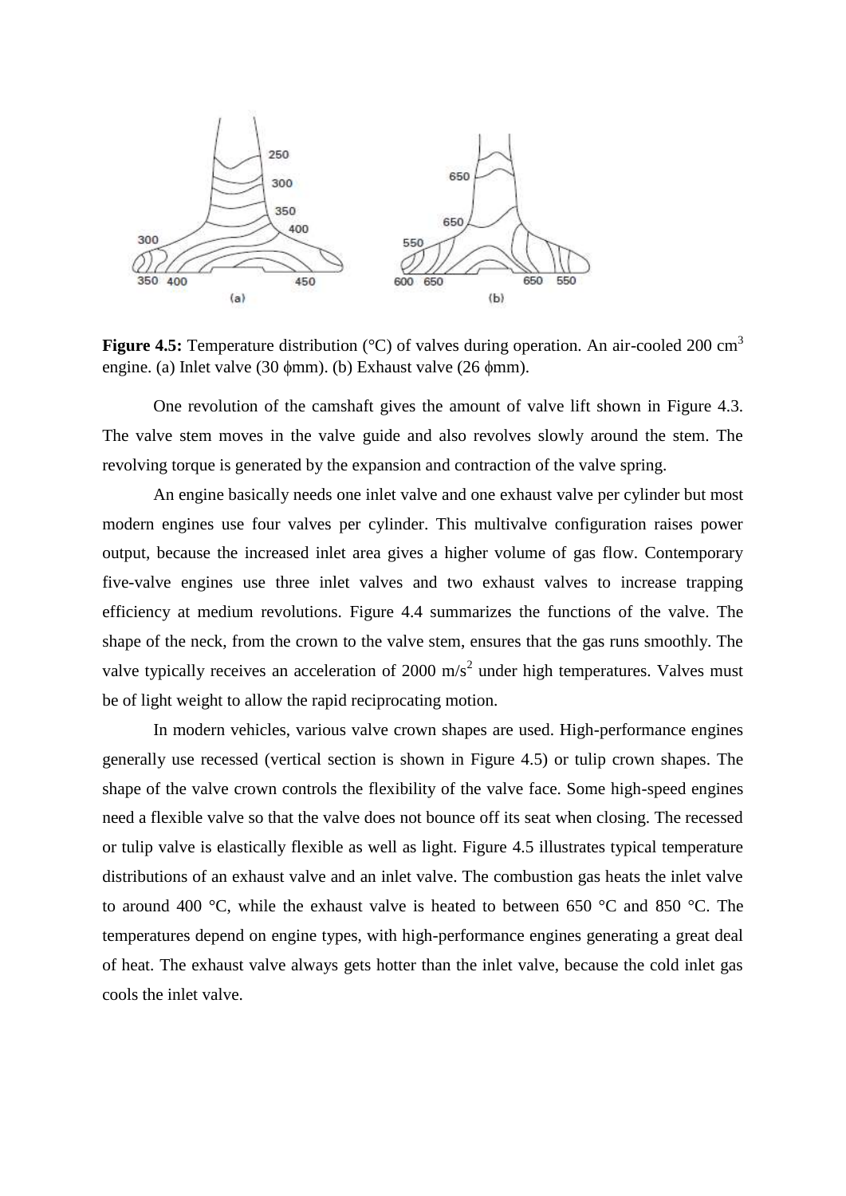**Figure 4.5:** Temperature distribution (°C) of valves during operation. An air-cooled 200 cm$^3$ engine. (a) Inlet valve (30 ϕmm). (b) Exhaust valve (26 ϕmm).

One revolution of the camshaft gives the amount of valve lift shown in Figure 4.3. The valve stem moves in the valve guide and also revolves slowly around the stem. The revolving torque is generated by the expansion and contraction of the valve spring.

An engine basically needs one inlet valve and one exhaust valve per cylinder but most modern engines use four valves per cylinder. This multivalve configuration raises power output, because the increased inlet area gives a higher volume of gas flow. Contemporary five-valve engines use three inlet valves and two exhaust valves to increase trapping efficiency at medium revolutions. Figure 4.4 summarizes the functions of the valve. The shape of the neck, from the crown to the valve stem, ensures that the gas runs smoothly. The valve typically receives an acceleration of 2000 m/s$^2$ under high temperatures. Valves must be of light weight to allow the rapid reciprocating motion.

In modern vehicles, various valve crown shapes are used. High-performance engines generally use recessed (vertical section is shown in Figure 4.5) or tulip crown shapes. The shape of the valve crown controls the flexibility of the valve face. Some high-speed engines need a flexible valve so that the valve does not bounce off its seat when closing. The recessed or tulip valve is elastically flexible as well as light. Figure 4.5 illustrates typical temperature distributions of an exhaust valve and an inlet valve. The combustion gas heats the inlet valve to around 400 °C, while the exhaust valve is heated to between 650 °C and 850 °C. The temperatures depend on engine types, with high-performance engines generating a great deal of heat. The exhaust valve always gets hotter than the inlet valve, because the cold inlet gas cools the inlet valve.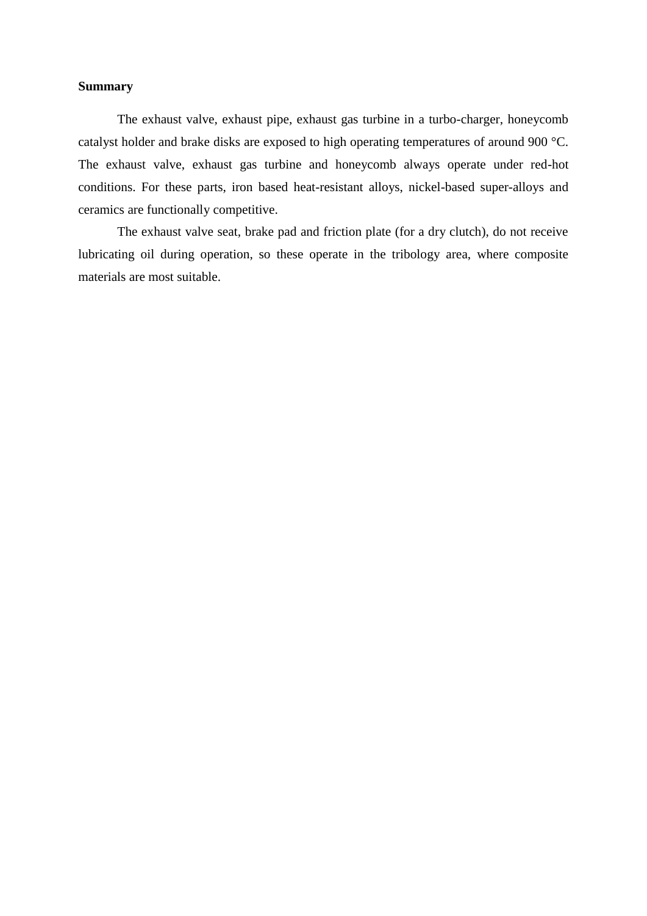**Summary**

The exhaust valve, exhaust pipe, exhaust gas turbine in a turbo-charger, honeycomb catalyst holder and brake disks are exposed to high operating temperatures of around 900 °C. The exhaust valve, exhaust gas turbine and honeycomb always operate under red-hot conditions. For these parts, iron based heat-resistant alloys, nickel-based super-alloys and ceramics are functionally competitive.

The exhaust valve seat, brake pad and friction plate (for a dry clutch), do not receive lubricating oil during operation, so these operate in the tribology area, where composite materials are most suitable.